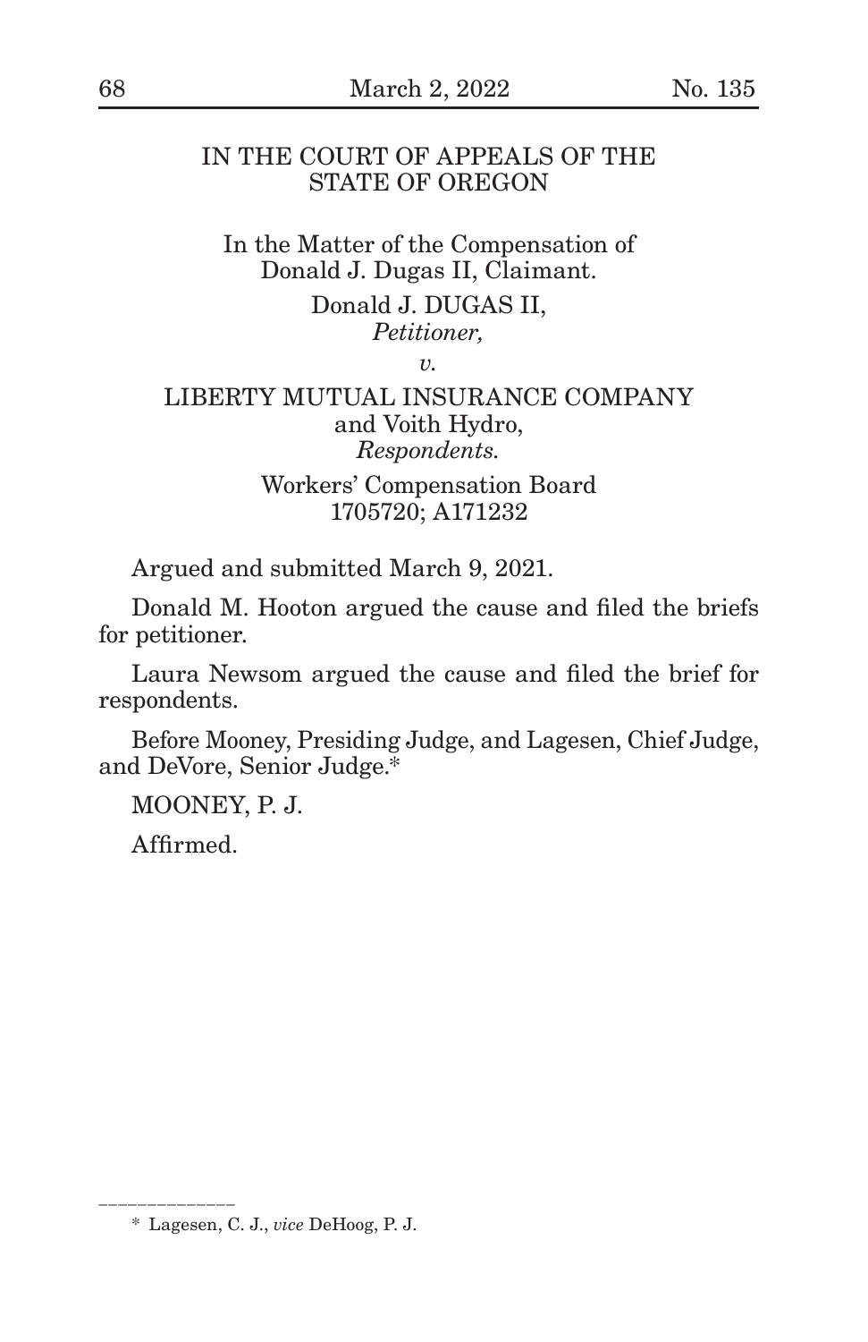IN THE COURT OF APPEALS OF THE STATE OF OREGON

In the Matter of the Compensation of Donald J. Dugas II, Claimant.

Donald J. DUGAS II,
*Petitioner,*

*v.*

LIBERTY MUTUAL INSURANCE COMPANY and Voith Hydro,
*Respondents.*

Workers' Compensation Board
1705720; A171232

Argued and submitted March 9, 2021.

Donald M. Hooton argued the cause and filed the briefs for petitioner.

Laura Newsom argued the cause and filed the brief for respondents.

Before Mooney, Presiding Judge, and Lagesen, Chief Judge, and DeVore, Senior Judge.*

MOONEY, P. J.

Affirmed.

______________

\* Lagesen, C. J., *vice* DeHoog, P. J.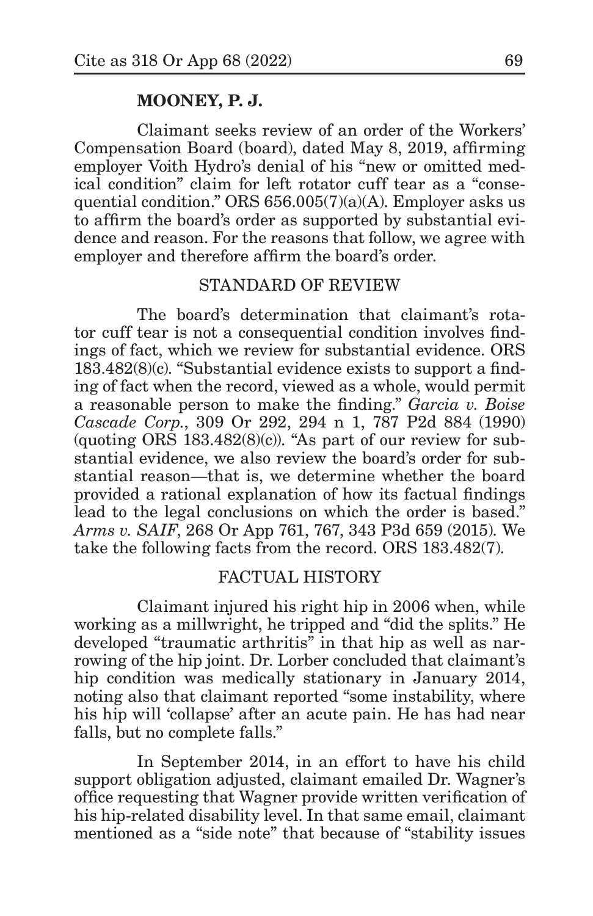**MOONEY, P. J.**

Claimant seeks review of an order of the Workers' Compensation Board (board), dated May 8, 2019, affirming employer Voith Hydro's denial of his "new or omitted medical condition" claim for left rotator cuff tear as a "consequential condition." ORS 656.005(7)(a)(A). Employer asks us to affirm the board's order as supported by substantial evidence and reason. For the reasons that follow, we agree with employer and therefore affirm the board's order.

## STANDARD OF REVIEW

The board's determination that claimant's rotator cuff tear is not a consequential condition involves findings of fact, which we review for substantial evidence. ORS 183.482(8)(c). "Substantial evidence exists to support a finding of fact when the record, viewed as a whole, would permit a reasonable person to make the finding." *Garcia v. Boise Cascade Corp.*, 309 Or 292, 294 n 1, 787 P2d 884 (1990) (quoting ORS 183.482(8)(c)). "As part of our review for substantial evidence, we also review the board's order for substantial reason—that is, we determine whether the board provided a rational explanation of how its factual findings lead to the legal conclusions on which the order is based." *Arms v. SAIF*, 268 Or App 761, 767, 343 P3d 659 (2015). We take the following facts from the record. ORS 183.482(7).

## FACTUAL HISTORY

Claimant injured his right hip in 2006 when, while working as a millwright, he tripped and "did the splits." He developed "traumatic arthritis" in that hip as well as narrowing of the hip joint. Dr. Lorber concluded that claimant's hip condition was medically stationary in January 2014, noting also that claimant reported "some instability, where his hip will 'collapse' after an acute pain. He has had near falls, but no complete falls."

In September 2014, in an effort to have his child support obligation adjusted, claimant emailed Dr. Wagner's office requesting that Wagner provide written verification of his hip-related disability level. In that same email, claimant mentioned as a "side note" that because of "stability issues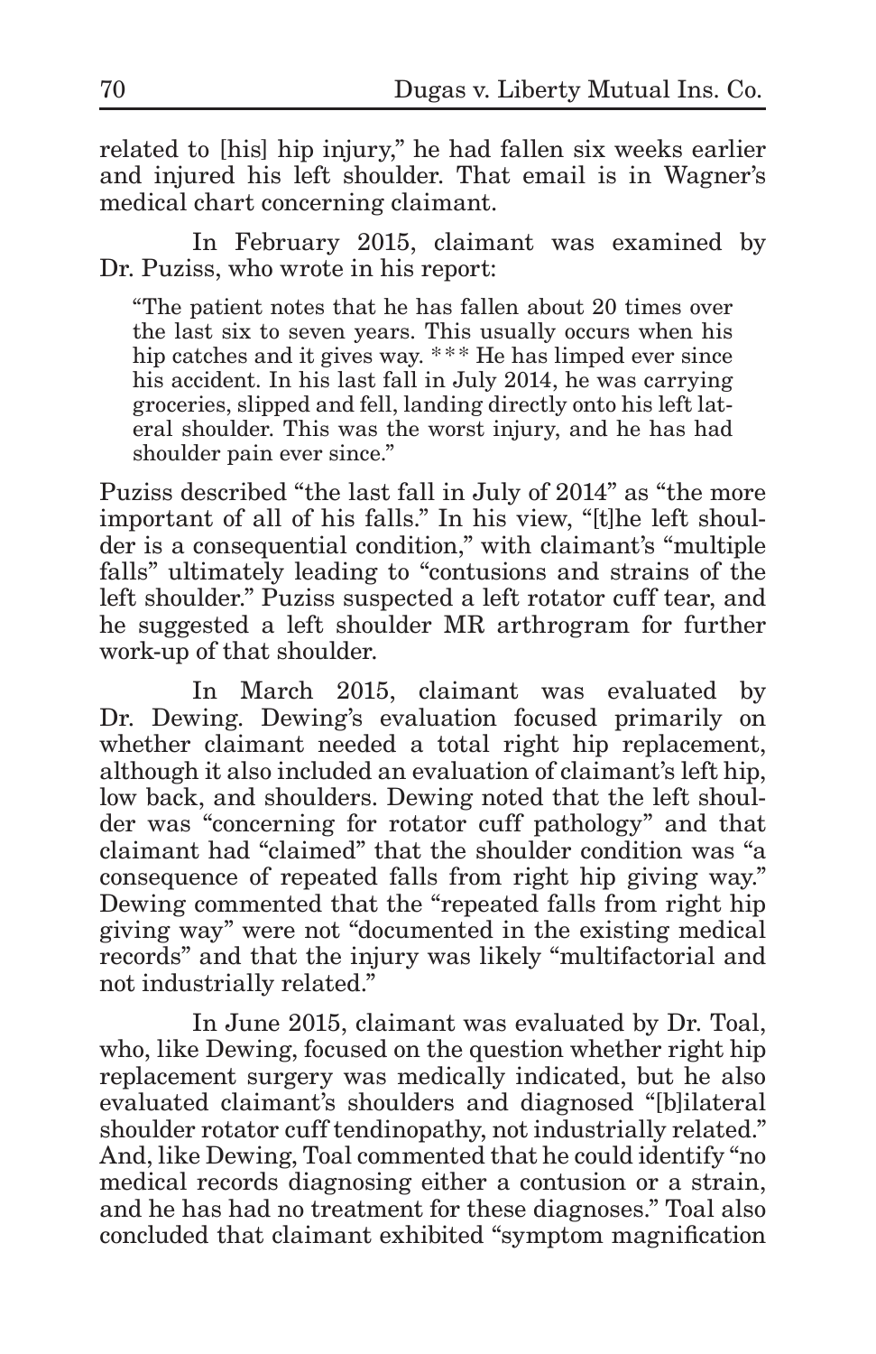related to [his] hip injury," he had fallen six weeks earlier and injured his left shoulder. That email is in Wagner's medical chart concerning claimant.

In February 2015, claimant was examined by Dr. Puziss, who wrote in his report:

> "The patient notes that he has fallen about 20 times over the last six to seven years. This usually occurs when his hip catches and it gives way. *** He has limped ever since his accident. In his last fall in July 2014, he was carrying groceries, slipped and fell, landing directly onto his left lateral shoulder. This was the worst injury, and he has had shoulder pain ever since."

Puziss described "the last fall in July of 2014" as "the more important of all of his falls." In his view, "[t]he left shoulder is a consequential condition," with claimant's "multiple falls" ultimately leading to "contusions and strains of the left shoulder." Puziss suspected a left rotator cuff tear, and he suggested a left shoulder MR arthrogram for further work-up of that shoulder.

In March 2015, claimant was evaluated by Dr. Dewing. Dewing's evaluation focused primarily on whether claimant needed a total right hip replacement, although it also included an evaluation of claimant's left hip, low back, and shoulders. Dewing noted that the left shoulder was "concerning for rotator cuff pathology" and that claimant had "claimed" that the shoulder condition was "a consequence of repeated falls from right hip giving way." Dewing commented that the "repeated falls from right hip giving way" were not "documented in the existing medical records" and that the injury was likely "multifactorial and not industrially related."

In June 2015, claimant was evaluated by Dr. Toal, who, like Dewing, focused on the question whether right hip replacement surgery was medically indicated, but he also evaluated claimant's shoulders and diagnosed "[b]ilateral shoulder rotator cuff tendinopathy, not industrially related." And, like Dewing, Toal commented that he could identify "no medical records diagnosing either a contusion or a strain, and he has had no treatment for these diagnoses." Toal also concluded that claimant exhibited "symptom magnification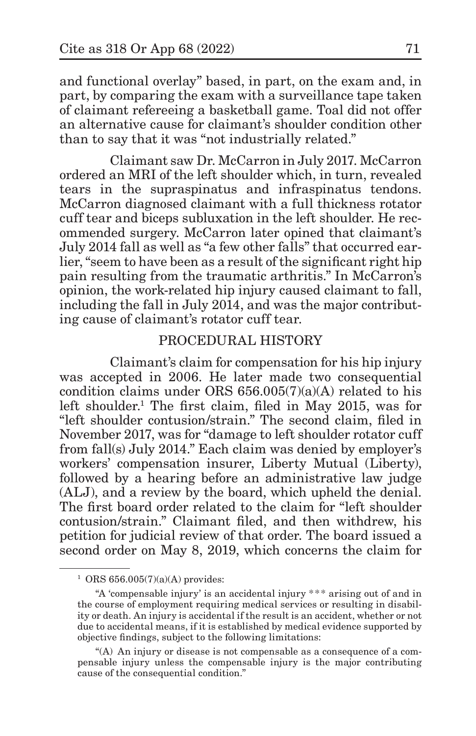and functional overlay" based, in part, on the exam and, in part, by comparing the exam with a surveillance tape taken of claimant refereeing a basketball game. Toal did not offer an alternative cause for claimant's shoulder condition other than to say that it was "not industrially related."

Claimant saw Dr. McCarron in July 2017. McCarron ordered an MRI of the left shoulder which, in turn, revealed tears in the supraspinatus and infraspinatus tendons. McCarron diagnosed claimant with a full thickness rotator cuff tear and biceps subluxation in the left shoulder. He recommended surgery. McCarron later opined that claimant's July 2014 fall as well as "a few other falls" that occurred earlier, "seem to have been as a result of the significant right hip pain resulting from the traumatic arthritis." In McCarron's opinion, the work-related hip injury caused claimant to fall, including the fall in July 2014, and was the major contributing cause of claimant's rotator cuff tear.

## PROCEDURAL HISTORY

Claimant's claim for compensation for his hip injury was accepted in 2006. He later made two consequential condition claims under ORS 656.005(7)(a)(A) related to his left shoulder.[1] The first claim, filed in May 2015, was for "left shoulder contusion/strain." The second claim, filed in November 2017, was for "damage to left shoulder rotator cuff from fall(s) July 2014." Each claim was denied by employer's workers' compensation insurer, Liberty Mutual (Liberty), followed by a hearing before an administrative law judge (ALJ), and a review by the board, which upheld the denial. The first board order related to the claim for "left shoulder contusion/strain." Claimant filed, and then withdrew, his petition for judicial review of that order. The board issued a second order on May 8, 2019, which concerns the claim for

---

[1] ORS 656.005(7)(a)(A) provides:

"A 'compensable injury' is an accidental injury *** arising out of and in the course of employment requiring medical services or resulting in disability or death. An injury is accidental if the result is an accident, whether or not due to accidental means, if it is established by medical evidence supported by objective findings, subject to the following limitations:

"(A) An injury or disease is not compensable as a consequence of a compensable injury unless the compensable injury is the major contributing cause of the consequential condition."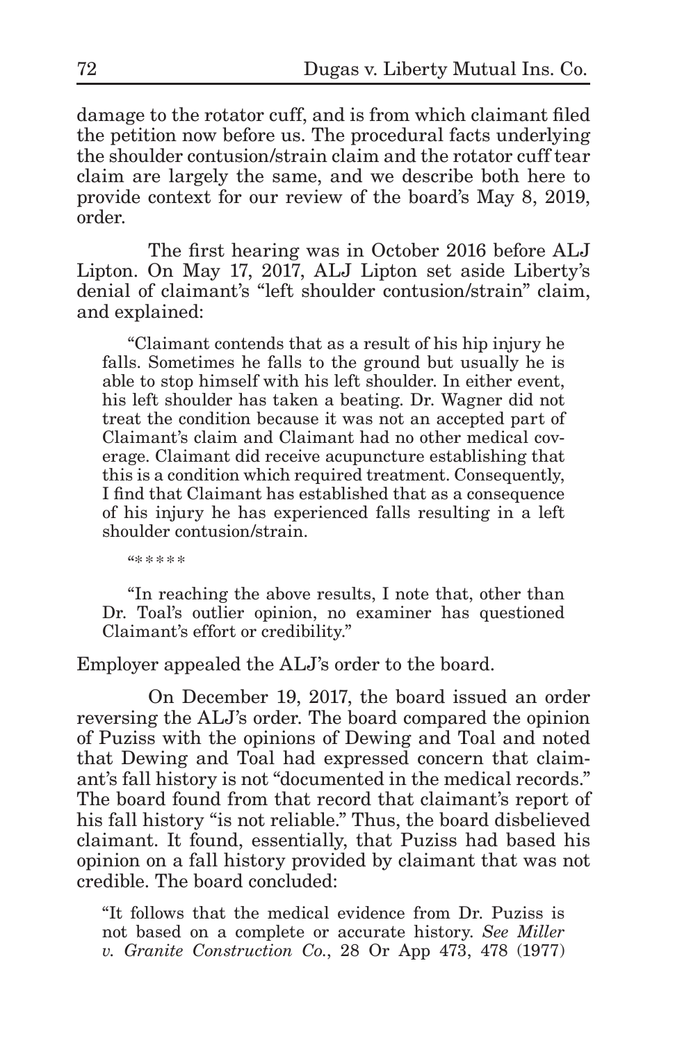damage to the rotator cuff, and is from which claimant filed the petition now before us. The procedural facts underlying the shoulder contusion/strain claim and the rotator cuff tear claim are largely the same, and we describe both here to provide context for our review of the board's May 8, 2019, order.

The first hearing was in October 2016 before ALJ Lipton. On May 17, 2017, ALJ Lipton set aside Liberty's denial of claimant's "left shoulder contusion/strain" claim, and explained:

> "Claimant contends that as a result of his hip injury he falls. Sometimes he falls to the ground but usually he is able to stop himself with his left shoulder. In either event, his left shoulder has taken a beating. Dr. Wagner did not treat the condition because it was not an accepted part of Claimant's claim and Claimant had no other medical coverage. Claimant did receive acupuncture establishing that this is a condition which required treatment. Consequently, I find that Claimant has established that as a consequence of his injury he has experienced falls resulting in a left shoulder contusion/strain.
>
> "*****
>
> "In reaching the above results, I note that, other than Dr. Toal's outlier opinion, no examiner has questioned Claimant's effort or credibility."

Employer appealed the ALJ's order to the board.

On December 19, 2017, the board issued an order reversing the ALJ's order. The board compared the opinion of Puziss with the opinions of Dewing and Toal and noted that Dewing and Toal had expressed concern that claimant's fall history is not "documented in the medical records." The board found from that record that claimant's report of his fall history "is not reliable." Thus, the board disbelieved claimant. It found, essentially, that Puziss had based his opinion on a fall history provided by claimant that was not credible. The board concluded:

> "It follows that the medical evidence from Dr. Puziss is not based on a complete or accurate history. *See Miller v. Granite Construction Co.*, 28 Or App 473, 478 (1977)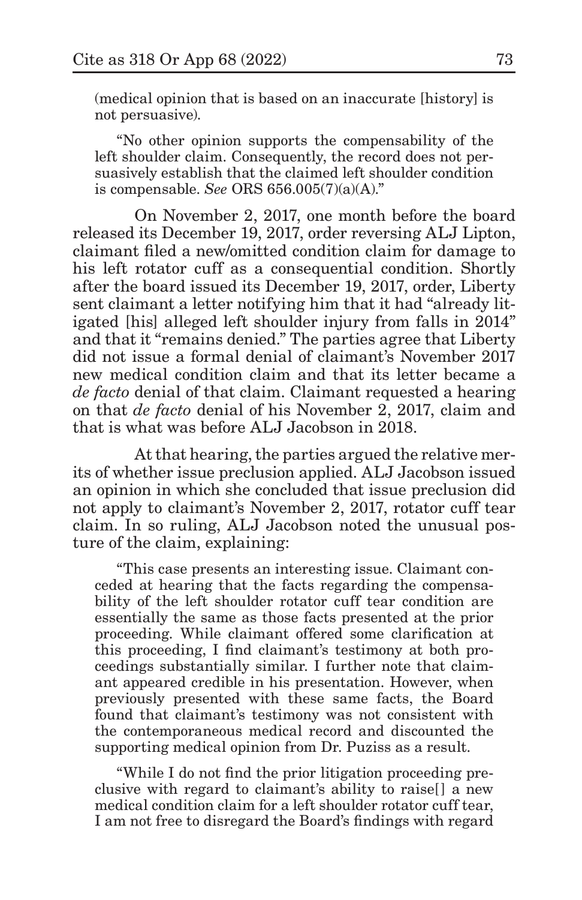(medical opinion that is based on an inaccurate [history] is not persuasive).

"No other opinion supports the compensability of the left shoulder claim. Consequently, the record does not persuasively establish that the claimed left shoulder condition is compensable. *See* ORS 656.005(7)(a)(A)."

On November 2, 2017, one month before the board released its December 19, 2017, order reversing ALJ Lipton, claimant filed a new/omitted condition claim for damage to his left rotator cuff as a consequential condition. Shortly after the board issued its December 19, 2017, order, Liberty sent claimant a letter notifying him that it had "already litigated [his] alleged left shoulder injury from falls in 2014" and that it "remains denied." The parties agree that Liberty did not issue a formal denial of claimant's November 2017 new medical condition claim and that its letter became a *de facto* denial of that claim. Claimant requested a hearing on that *de facto* denial of his November 2, 2017, claim and that is what was before ALJ Jacobson in 2018.

At that hearing, the parties argued the relative merits of whether issue preclusion applied. ALJ Jacobson issued an opinion in which she concluded that issue preclusion did not apply to claimant's November 2, 2017, rotator cuff tear claim. In so ruling, ALJ Jacobson noted the unusual posture of the claim, explaining:

"This case presents an interesting issue. Claimant conceded at hearing that the facts regarding the compensability of the left shoulder rotator cuff tear condition are essentially the same as those facts presented at the prior proceeding. While claimant offered some clarification at this proceeding, I find claimant's testimony at both proceedings substantially similar. I further note that claimant appeared credible in his presentation. However, when previously presented with these same facts, the Board found that claimant's testimony was not consistent with the contemporaneous medical record and discounted the supporting medical opinion from Dr. Puziss as a result.

"While I do not find the prior litigation proceeding preclusive with regard to claimant's ability to raise[] a new medical condition claim for a left shoulder rotator cuff tear, I am not free to disregard the Board's findings with regard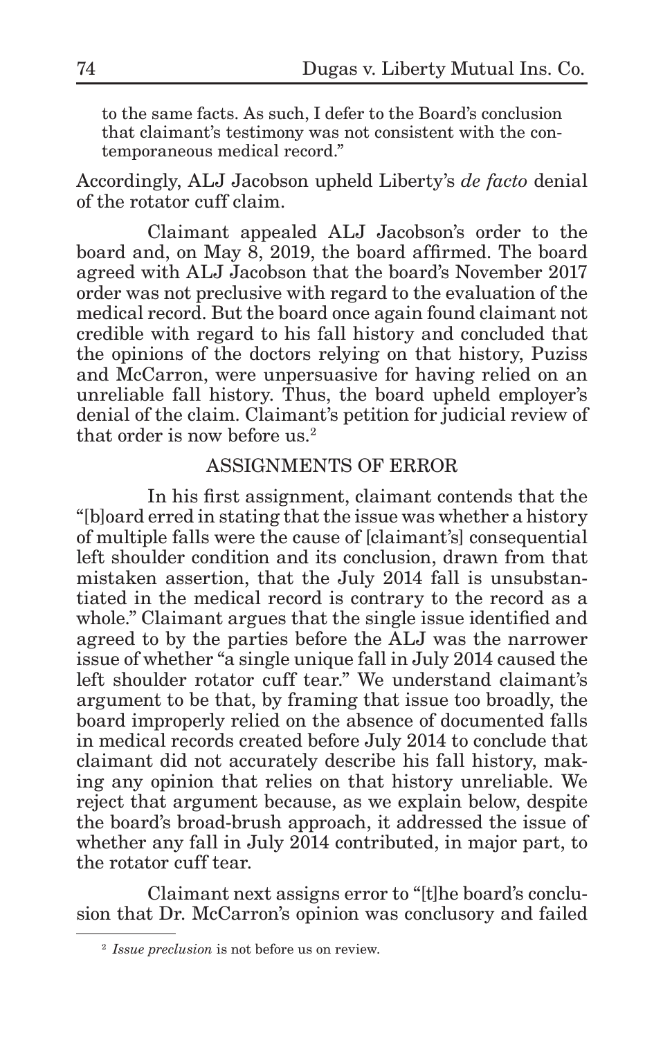to the same facts. As such, I defer to the Board's conclusion that claimant's testimony was not consistent with the contemporaneous medical record."

Accordingly, ALJ Jacobson upheld Liberty's *de facto* denial of the rotator cuff claim.

Claimant appealed ALJ Jacobson's order to the board and, on May 8, 2019, the board affirmed. The board agreed with ALJ Jacobson that the board's November 2017 order was not preclusive with regard to the evaluation of the medical record. But the board once again found claimant not credible with regard to his fall history and concluded that the opinions of the doctors relying on that history, Puziss and McCarron, were unpersuasive for having relied on an unreliable fall history. Thus, the board upheld employer's denial of the claim. Claimant's petition for judicial review of that order is now before us.[2]

## ASSIGNMENTS OF ERROR

In his first assignment, claimant contends that the "[b]oard erred in stating that the issue was whether a history of multiple falls were the cause of [claimant's] consequential left shoulder condition and its conclusion, drawn from that mistaken assertion, that the July 2014 fall is unsubstantiated in the medical record is contrary to the record as a whole." Claimant argues that the single issue identified and agreed to by the parties before the ALJ was the narrower issue of whether "a single unique fall in July 2014 caused the left shoulder rotator cuff tear." We understand claimant's argument to be that, by framing that issue too broadly, the board improperly relied on the absence of documented falls in medical records created before July 2014 to conclude that claimant did not accurately describe his fall history, making any opinion that relies on that history unreliable. We reject that argument because, as we explain below, despite the board's broad-brush approach, it addressed the issue of whether any fall in July 2014 contributed, in major part, to the rotator cuff tear.

Claimant next assigns error to "[t]he board's conclusion that Dr. McCarron's opinion was conclusory and failed

[2] *Issue preclusion* is not before us on review.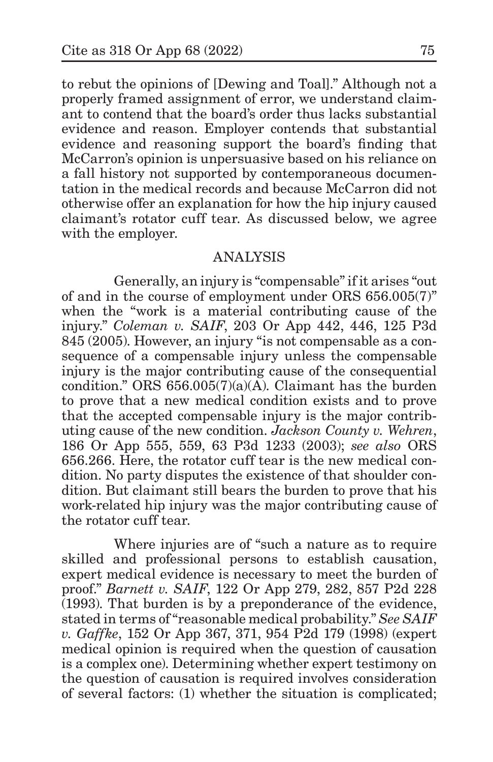to rebut the opinions of [Dewing and Toal]." Although not a properly framed assignment of error, we understand claimant to contend that the board's order thus lacks substantial evidence and reason. Employer contends that substantial evidence and reasoning support the board's finding that McCarron's opinion is unpersuasive based on his reliance on a fall history not supported by contemporaneous documentation in the medical records and because McCarron did not otherwise offer an explanation for how the hip injury caused claimant's rotator cuff tear. As discussed below, we agree with the employer.

## ANALYSIS

Generally, an injury is "compensable" if it arises "out of and in the course of employment under ORS 656.005(7)" when the "work is a material contributing cause of the injury." *Coleman v. SAIF*, 203 Or App 442, 446, 125 P3d 845 (2005). However, an injury "is not compensable as a consequence of a compensable injury unless the compensable injury is the major contributing cause of the consequential condition." ORS 656.005(7)(a)(A). Claimant has the burden to prove that a new medical condition exists and to prove that the accepted compensable injury is the major contributing cause of the new condition. *Jackson County v. Wehren*, 186 Or App 555, 559, 63 P3d 1233 (2003); *see also* ORS 656.266. Here, the rotator cuff tear is the new medical condition. No party disputes the existence of that shoulder condition. But claimant still bears the burden to prove that his work-related hip injury was the major contributing cause of the rotator cuff tear.

Where injuries are of "such a nature as to require skilled and professional persons to establish causation, expert medical evidence is necessary to meet the burden of proof." *Barnett v. SAIF*, 122 Or App 279, 282, 857 P2d 228 (1993). That burden is by a preponderance of the evidence, stated in terms of "reasonable medical probability." *See SAIF v. Gaffke*, 152 Or App 367, 371, 954 P2d 179 (1998) (expert medical opinion is required when the question of causation is a complex one). Determining whether expert testimony on the question of causation is required involves consideration of several factors: (1) whether the situation is complicated;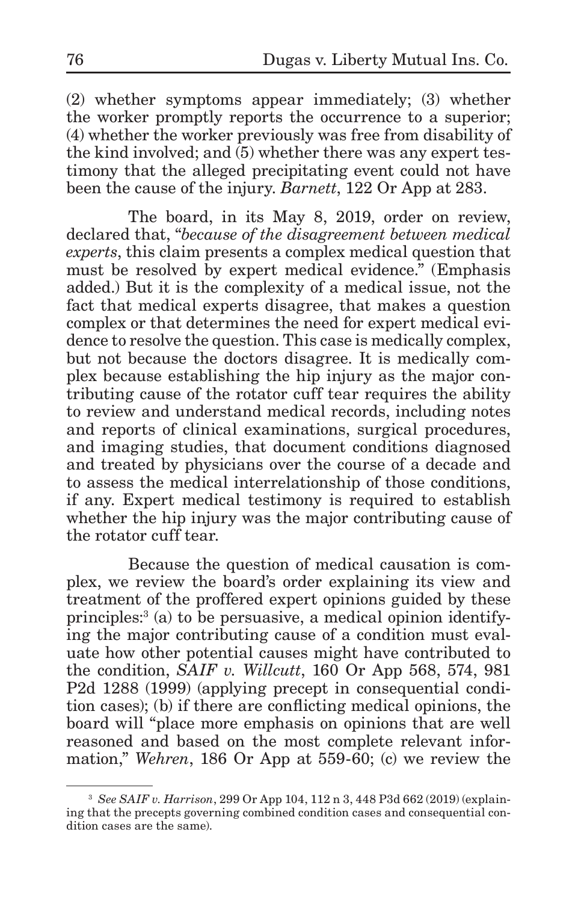(2) whether symptoms appear immediately; (3) whether the worker promptly reports the occurrence to a superior; (4) whether the worker previously was free from disability of the kind involved; and (5) whether there was any expert testimony that the alleged precipitating event could not have been the cause of the injury. *Barnett*, 122 Or App at 283.

The board, in its May 8, 2019, order on review, declared that, "*because of the disagreement between medical experts*, this claim presents a complex medical question that must be resolved by expert medical evidence." (Emphasis added.) But it is the complexity of a medical issue, not the fact that medical experts disagree, that makes a question complex or that determines the need for expert medical evidence to resolve the question. This case is medically complex, but not because the doctors disagree. It is medically complex because establishing the hip injury as the major contributing cause of the rotator cuff tear requires the ability to review and understand medical records, including notes and reports of clinical examinations, surgical procedures, and imaging studies, that document conditions diagnosed and treated by physicians over the course of a decade and to assess the medical interrelationship of those conditions, if any. Expert medical testimony is required to establish whether the hip injury was the major contributing cause of the rotator cuff tear.

Because the question of medical causation is complex, we review the board's order explaining its view and treatment of the proffered expert opinions guided by these principles:[3] (a) to be persuasive, a medical opinion identifying the major contributing cause of a condition must evaluate how other potential causes might have contributed to the condition, *SAIF v. Willcutt*, 160 Or App 568, 574, 981 P2d 1288 (1999) (applying precept in consequential condition cases); (b) if there are conflicting medical opinions, the board will "place more emphasis on opinions that are well reasoned and based on the most complete relevant information," *Wehren*, 186 Or App at 559-60; (c) we review the

---

[3] *See SAIF v. Harrison*, 299 Or App 104, 112 n 3, 448 P3d 662 (2019) (explaining that the precepts governing combined condition cases and consequential condition cases are the same).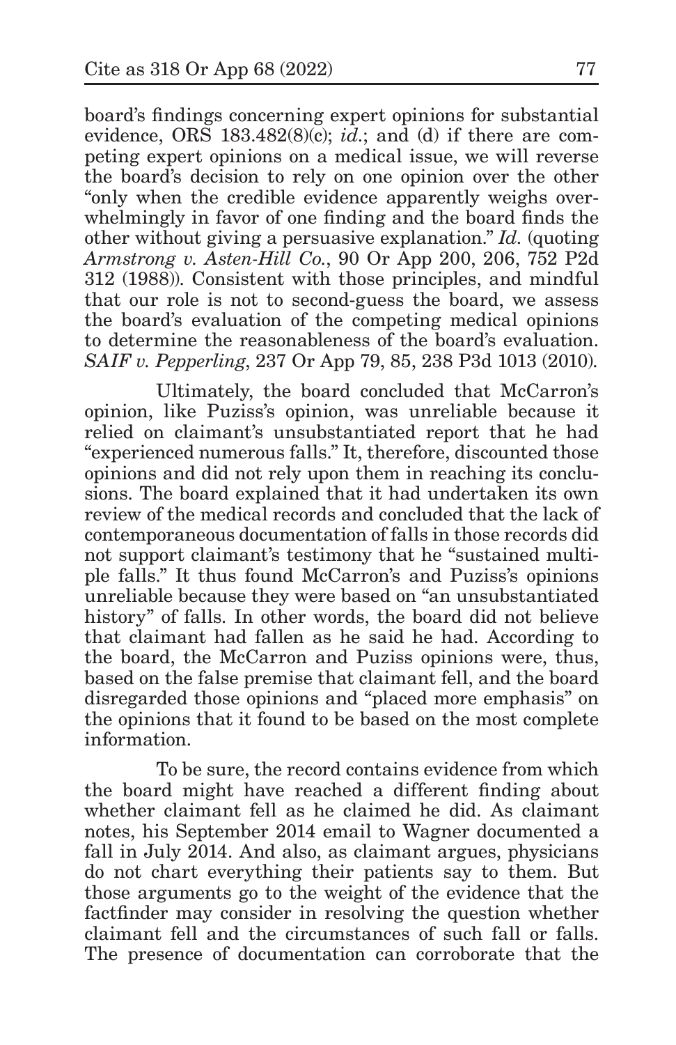board's findings concerning expert opinions for substantial evidence, ORS 183.482(8)(c); *id.*; and (d) if there are competing expert opinions on a medical issue, we will reverse the board's decision to rely on one opinion over the other "only when the credible evidence apparently weighs overwhelmingly in favor of one finding and the board finds the other without giving a persuasive explanation." *Id.* (quoting *Armstrong v. Asten-Hill Co.*, 90 Or App 200, 206, 752 P2d 312 (1988)). Consistent with those principles, and mindful that our role is not to second-guess the board, we assess the board's evaluation of the competing medical opinions to determine the reasonableness of the board's evaluation. *SAIF v. Pepperling*, 237 Or App 79, 85, 238 P3d 1013 (2010).

Ultimately, the board concluded that McCarron's opinion, like Puziss's opinion, was unreliable because it relied on claimant's unsubstantiated report that he had "experienced numerous falls." It, therefore, discounted those opinions and did not rely upon them in reaching its conclusions. The board explained that it had undertaken its own review of the medical records and concluded that the lack of contemporaneous documentation of falls in those records did not support claimant's testimony that he "sustained multiple falls." It thus found McCarron's and Puziss's opinions unreliable because they were based on "an unsubstantiated history" of falls. In other words, the board did not believe that claimant had fallen as he said he had. According to the board, the McCarron and Puziss opinions were, thus, based on the false premise that claimant fell, and the board disregarded those opinions and "placed more emphasis" on the opinions that it found to be based on the most complete information.

To be sure, the record contains evidence from which the board might have reached a different finding about whether claimant fell as he claimed he did. As claimant notes, his September 2014 email to Wagner documented a fall in July 2014. And also, as claimant argues, physicians do not chart everything their patients say to them. But those arguments go to the weight of the evidence that the factfinder may consider in resolving the question whether claimant fell and the circumstances of such fall or falls. The presence of documentation can corroborate that the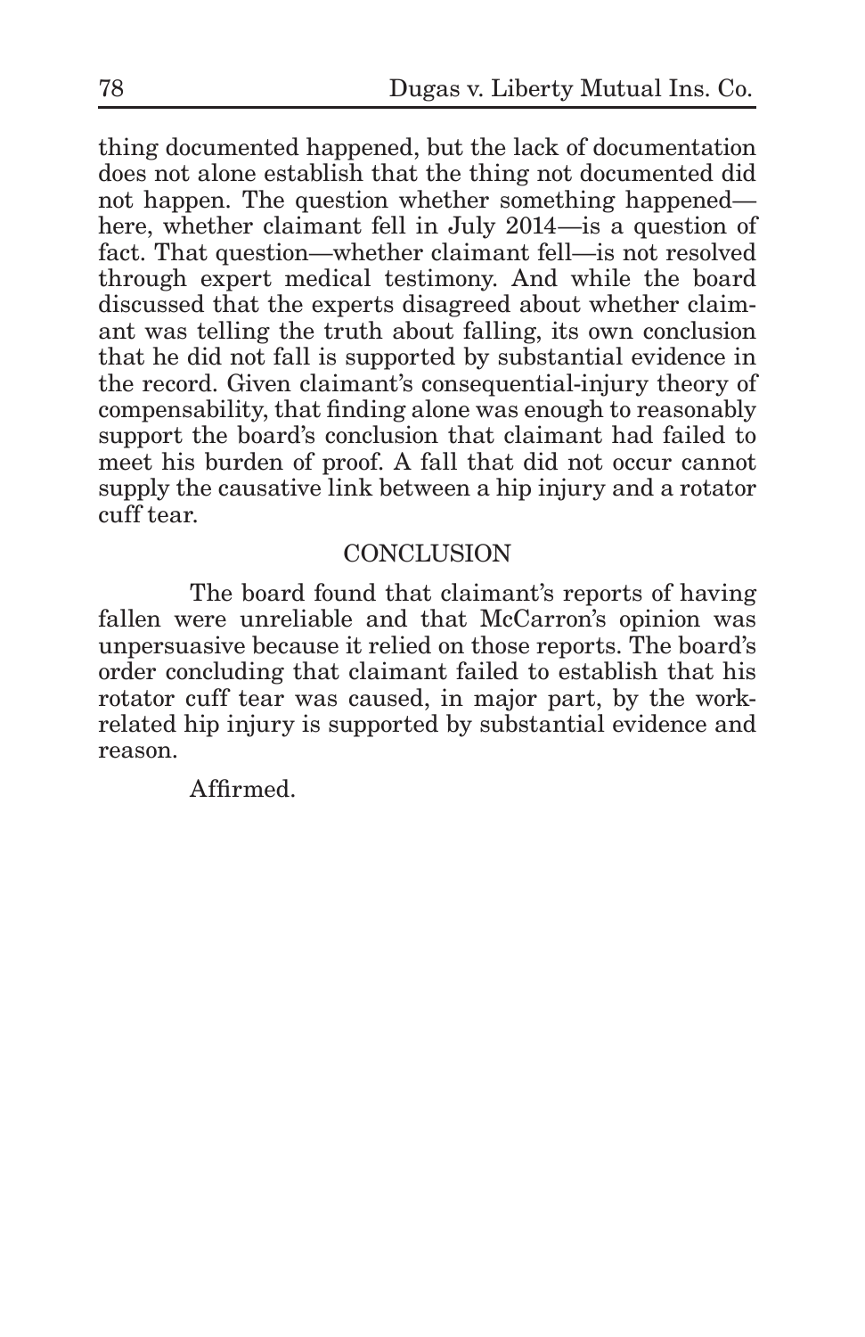thing documented happened, but the lack of documentation does not alone establish that the thing not documented did not happen. The question whether something happened—here, whether claimant fell in July 2014—is a question of fact. That question—whether claimant fell—is not resolved through expert medical testimony. And while the board discussed that the experts disagreed about whether claimant was telling the truth about falling, its own conclusion that he did not fall is supported by substantial evidence in the record. Given claimant's consequential-injury theory of compensability, that finding alone was enough to reasonably support the board's conclusion that claimant had failed to meet his burden of proof. A fall that did not occur cannot supply the causative link between a hip injury and a rotator cuff tear.

## CONCLUSION

The board found that claimant's reports of having fallen were unreliable and that McCarron's opinion was unpersuasive because it relied on those reports. The board's order concluding that claimant failed to establish that his rotator cuff tear was caused, in major part, by the work-related hip injury is supported by substantial evidence and reason.

Affirmed.